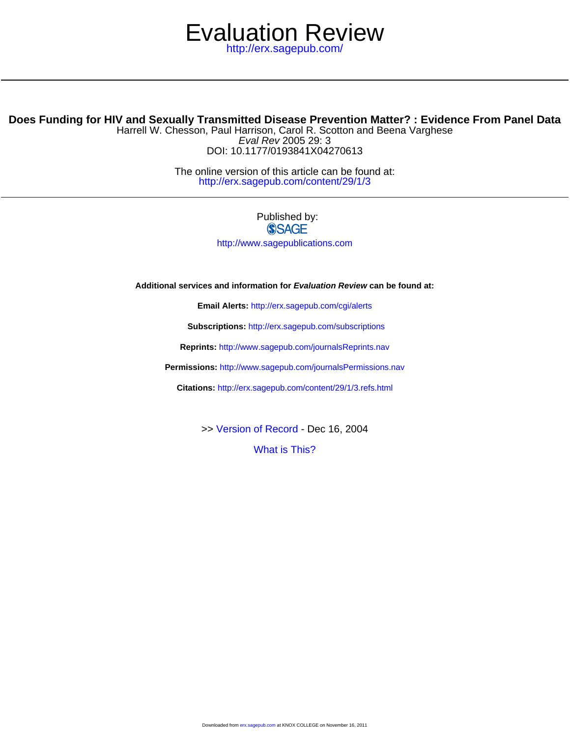# Evaluation Review

http://erx.sagepub.com/

---

## Does Funding for HIV and Sexually Transmitted Disease Prevention Matter? : Evidence From Panel Data

Harrell W. Chesson, Paul Harrison, Carol R. Scotton and Beena Varghese

*Eval Rev* 2005 29: 3

DOI: 10.1177/0193841X04270613

The online version of this article can be found at:
http://erx.sagepub.com/content/29/1/3

---

Published by:

SAGE

http://www.sagepublications.com

**Additional services and information for *Evaluation Review* can be found at:**

**Email Alerts:** http://erx.sagepub.com/cgi/alerts

**Subscriptions:** http://erx.sagepub.com/subscriptions

**Reprints:** http://www.sagepub.com/journalsReprints.nav

**Permissions:** http://www.sagepub.com/journalsPermissions.nav

**Citations:** http://erx.sagepub.com/content/29/1/3.refs.html

>> Version of Record - Dec 16, 2004

What is This?

Downloaded from erx.sagepub.com at KNOX COLLEGE on November 16, 2011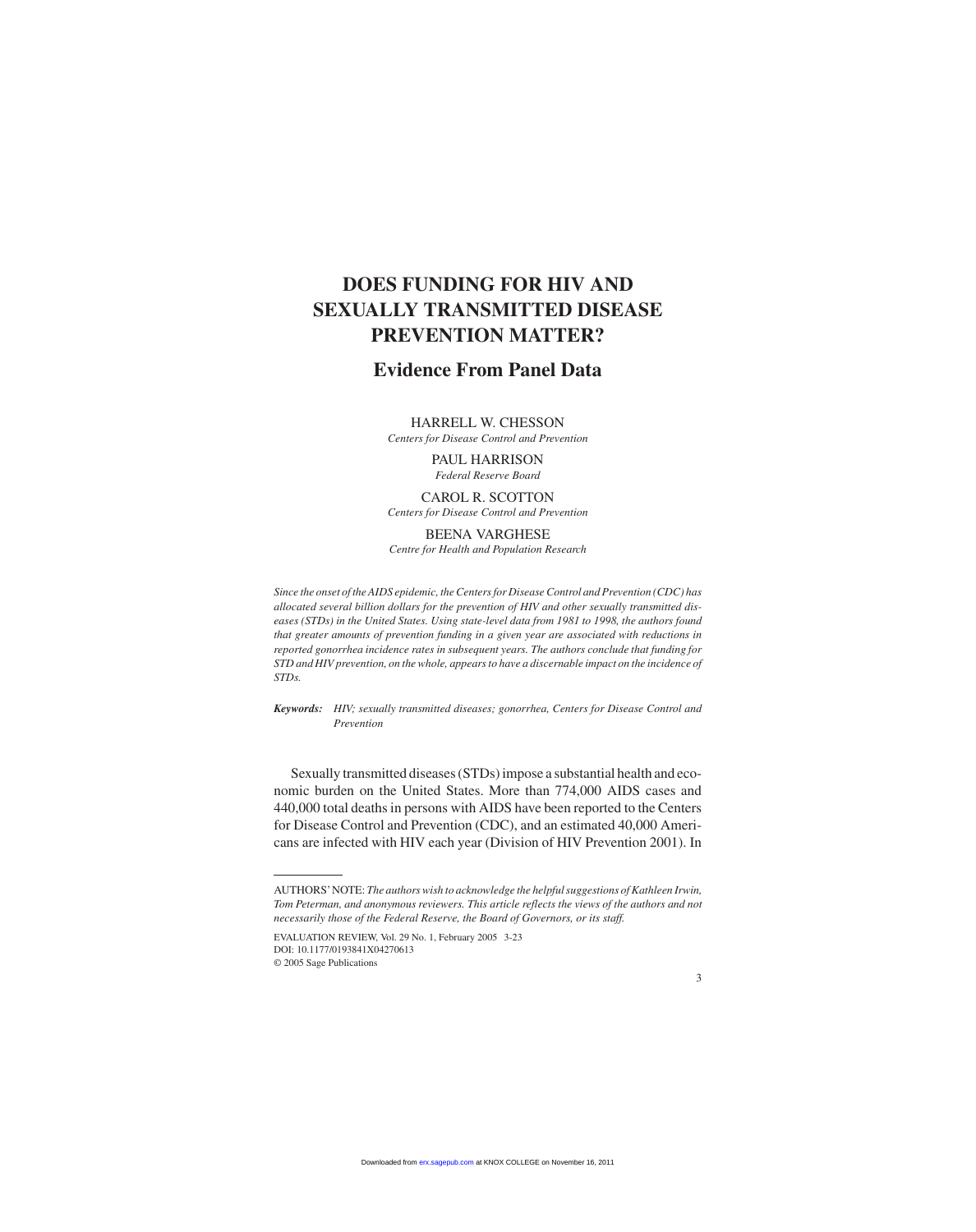# DOES FUNDING FOR HIV AND SEXUALLY TRANSMITTED DISEASE PREVENTION MATTER?

## Evidence From Panel Data

HARRELL W. CHESSON
*Centers for Disease Control and Prevention*

PAUL HARRISON
*Federal Reserve Board*

CAROL R. SCOTTON
*Centers for Disease Control and Prevention*

BEENA VARGHESE
*Centre for Health and Population Research*

*Since the onset of the AIDS epidemic, the Centers for Disease Control and Prevention (CDC) has allocated several billion dollars for the prevention of HIV and other sexually transmitted diseases (STDs) in the United States. Using state-level data from 1981 to 1998, the authors found that greater amounts of prevention funding in a given year are associated with reductions in reported gonorrhea incidence rates in subsequent years. The authors conclude that funding for STD and HIV prevention, on the whole, appears to have a discernable impact on the incidence of STDs.*

***Keywords:*** *HIV; sexually transmitted diseases; gonorrhea, Centers for Disease Control and Prevention*

Sexually transmitted diseases (STDs) impose a substantial health and economic burden on the United States. More than 774,000 AIDS cases and 440,000 total deaths in persons with AIDS have been reported to the Centers for Disease Control and Prevention (CDC), and an estimated 40,000 Americans are infected with HIV each year (Division of HIV Prevention 2001). In

---

AUTHORS' NOTE: *The authors wish to acknowledge the helpful suggestions of Kathleen Irwin, Tom Peterman, and anonymous reviewers. This article reflects the views of the authors and not necessarily those of the Federal Reserve, the Board of Governors, or its staff.*

EVALUATION REVIEW, Vol. 29 No. 1, February 2005 3-23
DOI: 10.1177/0193841X04270613
© 2005 Sage Publications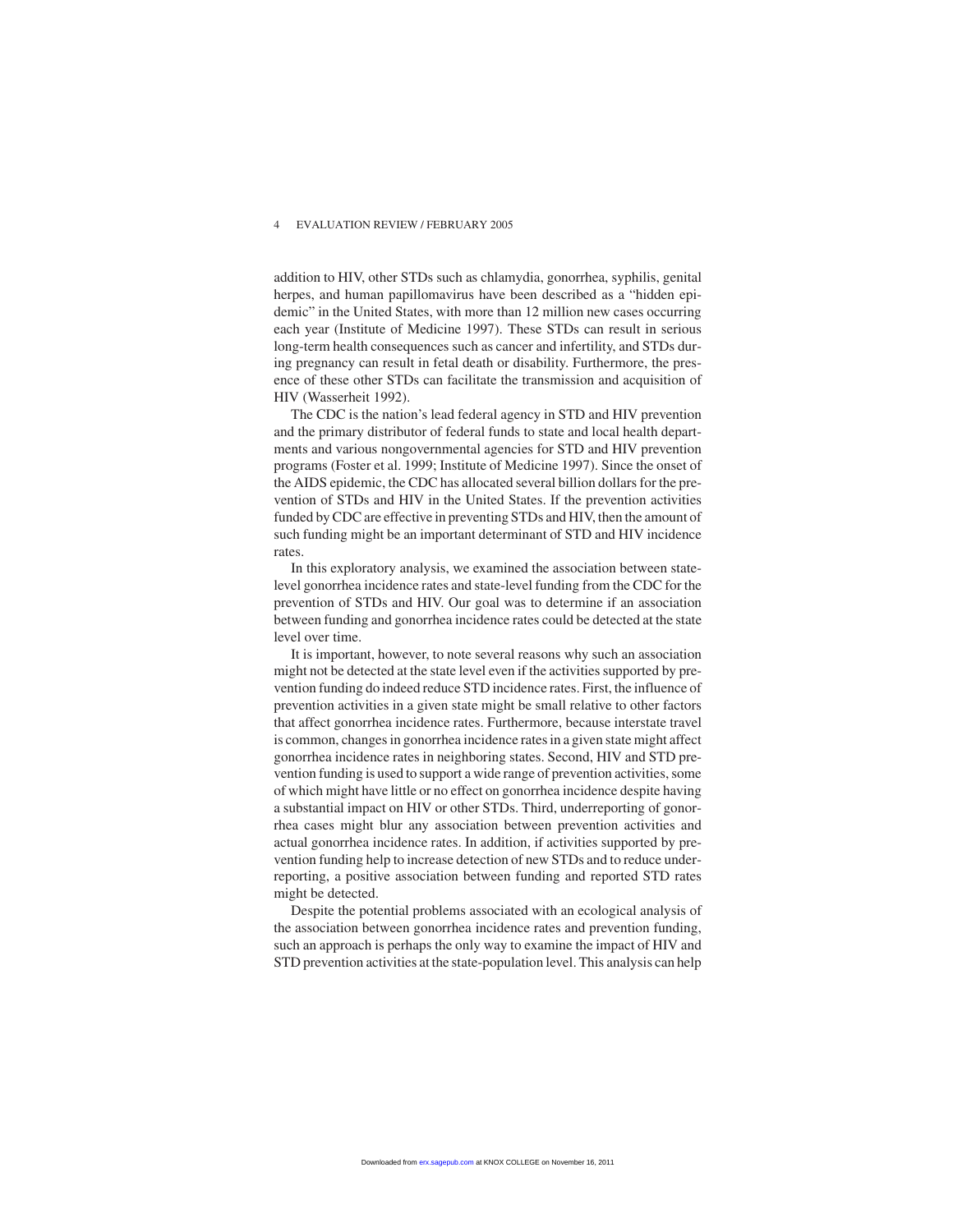addition to HIV, other STDs such as chlamydia, gonorrhea, syphilis, genital herpes, and human papillomavirus have been described as a "hidden epidemic" in the United States, with more than 12 million new cases occurring each year (Institute of Medicine 1997). These STDs can result in serious long-term health consequences such as cancer and infertility, and STDs during pregnancy can result in fetal death or disability. Furthermore, the presence of these other STDs can facilitate the transmission and acquisition of HIV (Wasserheit 1992).

The CDC is the nation's lead federal agency in STD and HIV prevention and the primary distributor of federal funds to state and local health departments and various nongovernmental agencies for STD and HIV prevention programs (Foster et al. 1999; Institute of Medicine 1997). Since the onset of the AIDS epidemic, the CDC has allocated several billion dollars for the prevention of STDs and HIV in the United States. If the prevention activities funded by CDC are effective in preventing STDs and HIV, then the amount of such funding might be an important determinant of STD and HIV incidence rates.

In this exploratory analysis, we examined the association between state-level gonorrhea incidence rates and state-level funding from the CDC for the prevention of STDs and HIV. Our goal was to determine if an association between funding and gonorrhea incidence rates could be detected at the state level over time.

It is important, however, to note several reasons why such an association might not be detected at the state level even if the activities supported by prevention funding do indeed reduce STD incidence rates. First, the influence of prevention activities in a given state might be small relative to other factors that affect gonorrhea incidence rates. Furthermore, because interstate travel is common, changes in gonorrhea incidence rates in a given state might affect gonorrhea incidence rates in neighboring states. Second, HIV and STD prevention funding is used to support a wide range of prevention activities, some of which might have little or no effect on gonorrhea incidence despite having a substantial impact on HIV or other STDs. Third, underreporting of gonorrhea cases might blur any association between prevention activities and actual gonorrhea incidence rates. In addition, if activities supported by prevention funding help to increase detection of new STDs and to reduce underreporting, a positive association between funding and reported STD rates might be detected.

Despite the potential problems associated with an ecological analysis of the association between gonorrhea incidence rates and prevention funding, such an approach is perhaps the only way to examine the impact of HIV and STD prevention activities at the state-population level. This analysis can help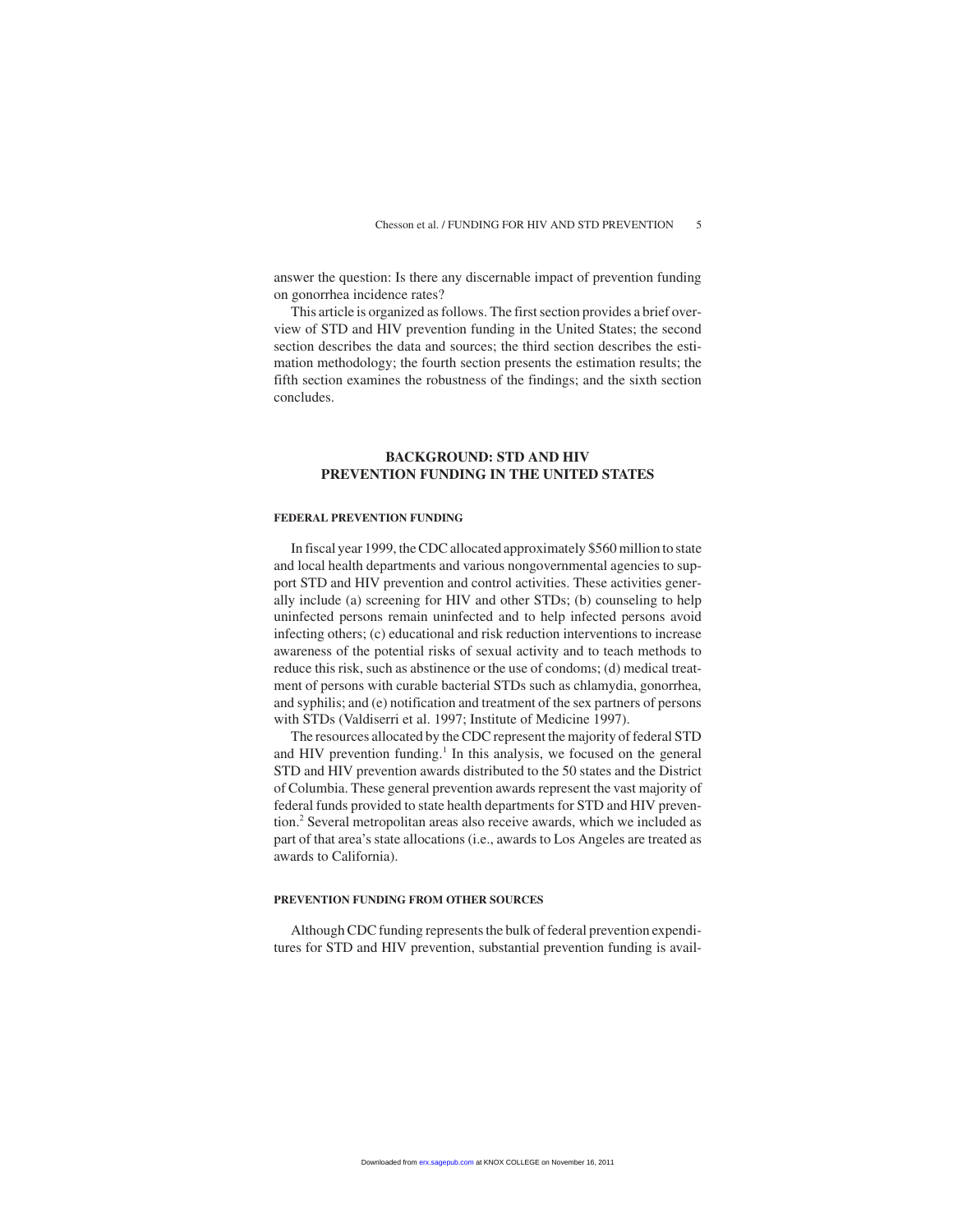answer the question: Is there any discernable impact of prevention funding on gonorrhea incidence rates?

This article is organized as follows. The first section provides a brief overview of STD and HIV prevention funding in the United States; the second section describes the data and sources; the third section describes the estimation methodology; the fourth section presents the estimation results; the fifth section examines the robustness of the findings; and the sixth section concludes.

## BACKGROUND: STD AND HIV PREVENTION FUNDING IN THE UNITED STATES

### FEDERAL PREVENTION FUNDING

In fiscal year 1999, the CDC allocated approximately $560 million to state and local health departments and various nongovernmental agencies to support STD and HIV prevention and control activities. These activities generally include (a) screening for HIV and other STDs; (b) counseling to help uninfected persons remain uninfected and to help infected persons avoid infecting others; (c) educational and risk reduction interventions to increase awareness of the potential risks of sexual activity and to teach methods to reduce this risk, such as abstinence or the use of condoms; (d) medical treatment of persons with curable bacterial STDs such as chlamydia, gonorrhea, and syphilis; and (e) notification and treatment of the sex partners of persons with STDs (Valdiserri et al. 1997; Institute of Medicine 1997).

The resources allocated by the CDC represent the majority of federal STD and HIV prevention funding.[1] In this analysis, we focused on the general STD and HIV prevention awards distributed to the 50 states and the District of Columbia. These general prevention awards represent the vast majority of federal funds provided to state health departments for STD and HIV prevention.[2] Several metropolitan areas also receive awards, which we included as part of that area's state allocations (i.e., awards to Los Angeles are treated as awards to California).

### PREVENTION FUNDING FROM OTHER SOURCES

Although CDC funding represents the bulk of federal prevention expenditures for STD and HIV prevention, substantial prevention funding is avail-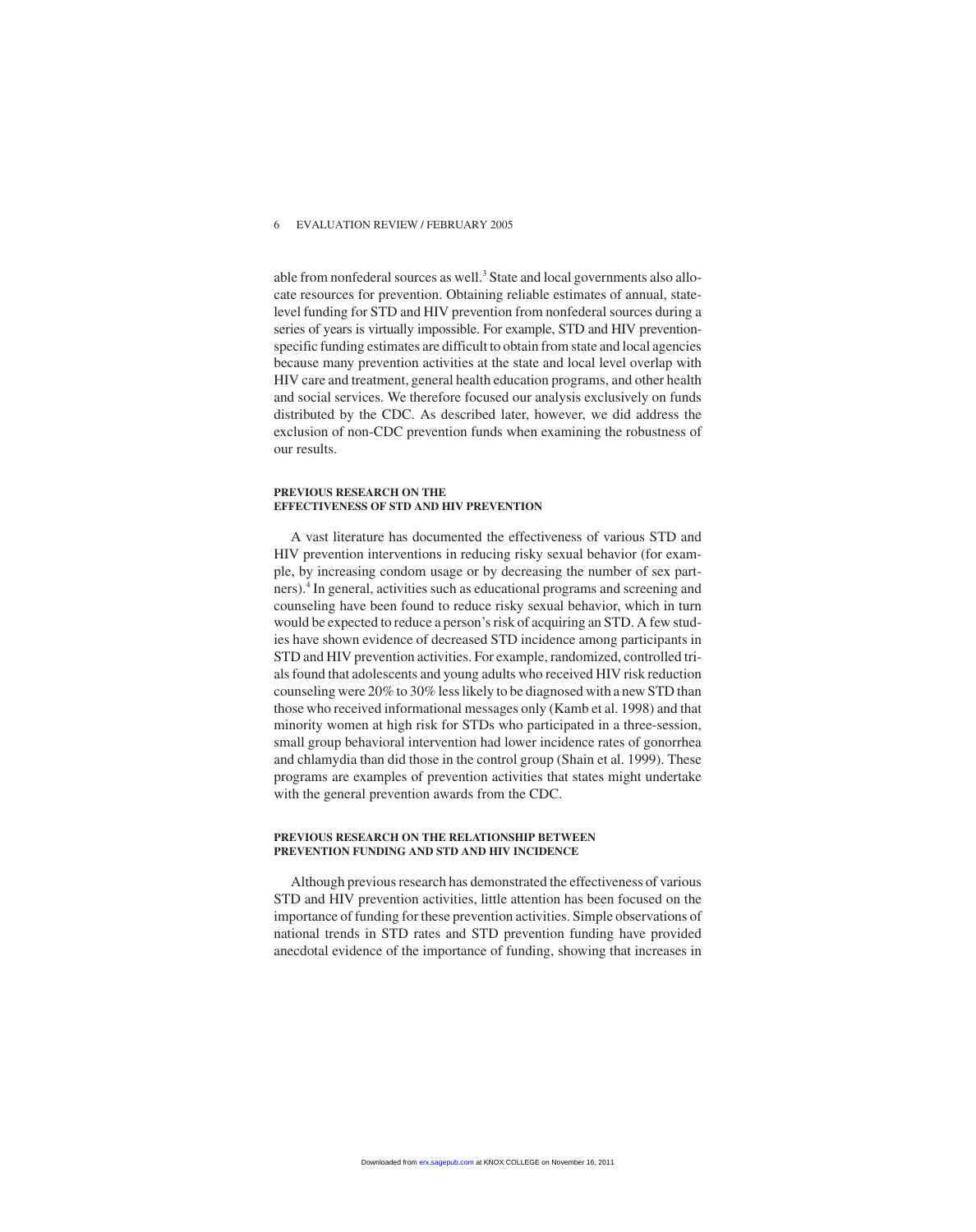able from nonfederal sources as well.[3] State and local governments also allocate resources for prevention. Obtaining reliable estimates of annual, state-level funding for STD and HIV prevention from nonfederal sources during a series of years is virtually impossible. For example, STD and HIV prevention-specific funding estimates are difficult to obtain from state and local agencies because many prevention activities at the state and local level overlap with HIV care and treatment, general health education programs, and other health and social services. We therefore focused our analysis exclusively on funds distributed by the CDC. As described later, however, we did address the exclusion of non-CDC prevention funds when examining the robustness of our results.

#### PREVIOUS RESEARCH ON THE EFFECTIVENESS OF STD AND HIV PREVENTION

A vast literature has documented the effectiveness of various STD and HIV prevention interventions in reducing risky sexual behavior (for example, by increasing condom usage or by decreasing the number of sex partners).[4] In general, activities such as educational programs and screening and counseling have been found to reduce risky sexual behavior, which in turn would be expected to reduce a person's risk of acquiring an STD. A few studies have shown evidence of decreased STD incidence among participants in STD and HIV prevention activities. For example, randomized, controlled trials found that adolescents and young adults who received HIV risk reduction counseling were 20% to 30% less likely to be diagnosed with a new STD than those who received informational messages only (Kamb et al. 1998) and that minority women at high risk for STDs who participated in a three-session, small group behavioral intervention had lower incidence rates of gonorrhea and chlamydia than did those in the control group (Shain et al. 1999). These programs are examples of prevention activities that states might undertake with the general prevention awards from the CDC.

#### PREVIOUS RESEARCH ON THE RELATIONSHIP BETWEEN PREVENTION FUNDING AND STD AND HIV INCIDENCE

Although previous research has demonstrated the effectiveness of various STD and HIV prevention activities, little attention has been focused on the importance of funding for these prevention activities. Simple observations of national trends in STD rates and STD prevention funding have provided anecdotal evidence of the importance of funding, showing that increases in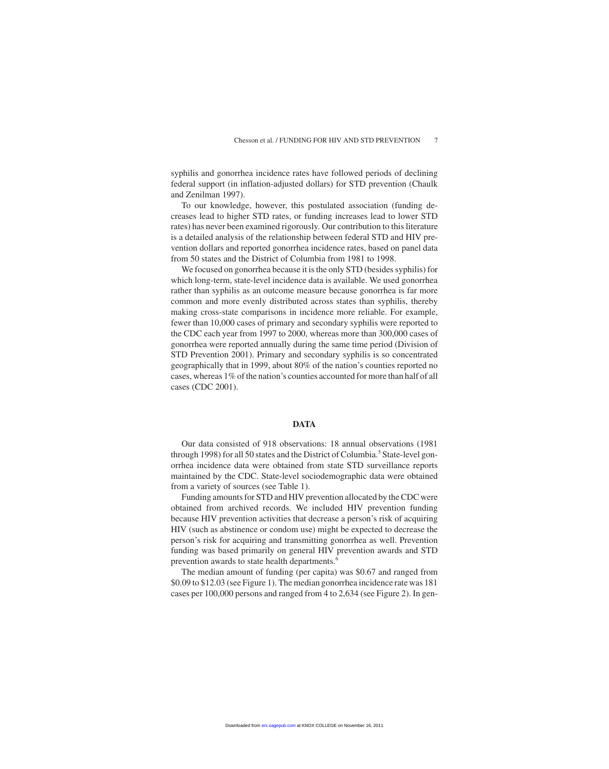syphilis and gonorrhea incidence rates have followed periods of declining federal support (in inflation-adjusted dollars) for STD prevention (Chaulk and Zenilman 1997).

To our knowledge, however, this postulated association (funding decreases lead to higher STD rates, or funding increases lead to lower STD rates) has never been examined rigorously. Our contribution to this literature is a detailed analysis of the relationship between federal STD and HIV prevention dollars and reported gonorrhea incidence rates, based on panel data from 50 states and the District of Columbia from 1981 to 1998.

We focused on gonorrhea because it is the only STD (besides syphilis) for which long-term, state-level incidence data is available. We used gonorrhea rather than syphilis as an outcome measure because gonorrhea is far more common and more evenly distributed across states than syphilis, thereby making cross-state comparisons in incidence more reliable. For example, fewer than 10,000 cases of primary and secondary syphilis were reported to the CDC each year from 1997 to 2000, whereas more than 300,000 cases of gonorrhea were reported annually during the same time period (Division of STD Prevention 2001). Primary and secondary syphilis is so concentrated geographically that in 1999, about 80% of the nation's counties reported no cases, whereas 1% of the nation's counties accounted for more than half of all cases (CDC 2001).

## DATA

Our data consisted of 918 observations: 18 annual observations (1981 through 1998) for all 50 states and the District of Columbia.[5] State-level gonorrhea incidence data were obtained from state STD surveillance reports maintained by the CDC. State-level sociodemographic data were obtained from a variety of sources (see Table 1).

Funding amounts for STD and HIV prevention allocated by the CDC were obtained from archived records. We included HIV prevention funding because HIV prevention activities that decrease a person's risk of acquiring HIV (such as abstinence or condom use) might be expected to decrease the person's risk for acquiring and transmitting gonorrhea as well. Prevention funding was based primarily on general HIV prevention awards and STD prevention awards to state health departments.[6]

The median amount of funding (per capita) was \$0.67 and ranged from \$0.09 to \$12.03 (see Figure 1). The median gonorrhea incidence rate was 181 cases per 100,000 persons and ranged from 4 to 2,634 (see Figure 2). In gen-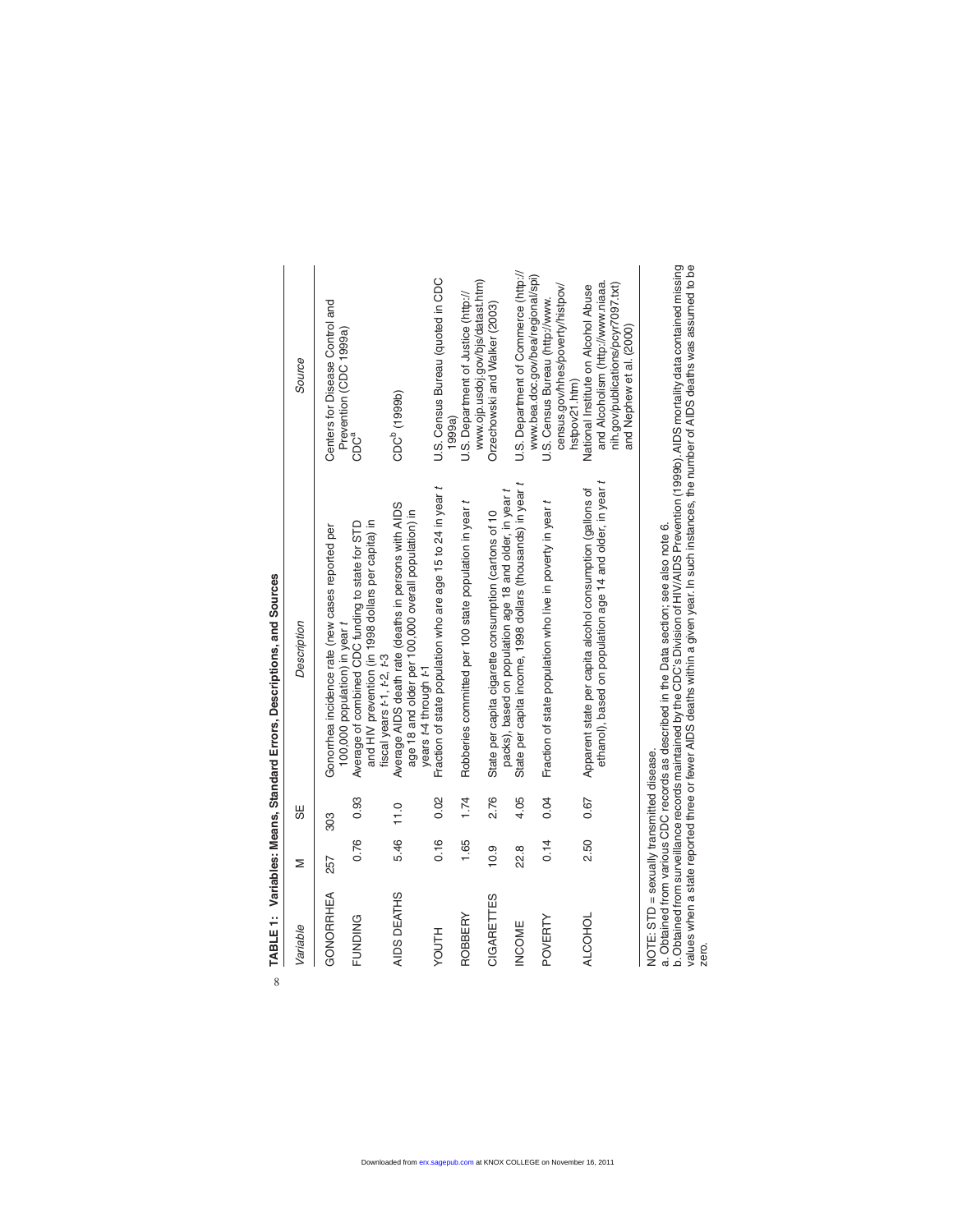**TABLE 1: Variables: Means, Standard Errors, Descriptions, and Sources**

| *Variable* | *M* | *SE* | *Description* | *Source* |
|---|---|---|---|---|
| GONORRHEA | 257 | 303 | Gonorrhea incidence rate (new cases reported per 100,000 population) in year *t* | Centers for Disease Control and Prevention (CDC 1999a) |
| FUNDING | 0.76 | 0.93 | Average of combined CDC funding to state for STD and HIV prevention (in 1998 dollars per capita) in fiscal years *t*-1, *t*-2, *t*-3 | CDC[a] |
| AIDS DEATHS | 5.46 | 11.0 | Average AIDS death rate (deaths in persons with AIDS age 18 and older per 100,000 overall population) in years *t*-4 through *t*-1 | CDC[b] (1999b) |
| YOUTH | 0.16 | 0.02 | Fraction of state population who are age 15 to 24 in year *t* | U.S. Census Bureau (quoted in CDC 1999a) |
| ROBBERY | 1.65 | 1.74 | Robberies committed per 100 state population in year *t* | U.S. Department of Justice (http://www.ojp.usdoj.gov/bjs/datast.htm) |
| CIGARETTES | 10.9 | 2.76 | State per capita cigarette consumption (cartons of 10 packs), based on population age 18 and older, in year *t* | Orzechowski and Walker (2003) |
| INCOME | 22.8 | 4.05 | State per capita income, 1998 dollars (thousands) in year *t* | U.S. Department of Commerce (http://www.bea.doc.gov/bea/regional/spi) |
| POVERTY | 0.14 | 0.04 | Fraction of state population who live in poverty in year *t* | U.S. Census Bureau (http://www.census.gov/hhes/poverty/histpov/hstpov21.htm) |
| ALCOHOL | 2.50 | 0.67 | Apparent state per capita alcohol consumption (gallons of ethanol), based on population age 14 and older, in year *t* | National Institute on Alcohol Abuse and Alcoholism (http://www.niaaa.nih.gov/publications/pcyr7097.txt) and Nephew et al. (2000) |

NOTE: STD = sexually transmitted disease.
a. Obtained from various CDC records as described in the Data section; see also note 6.
b. Obtained from surveillance records maintained by the CDC's Division of HIV/AIDS Prevention (1999b). AIDS mortality data contained missing values when a state reported three or fewer AIDS deaths within a given year. In such instances, the number of AIDS deaths was assumed to be zero.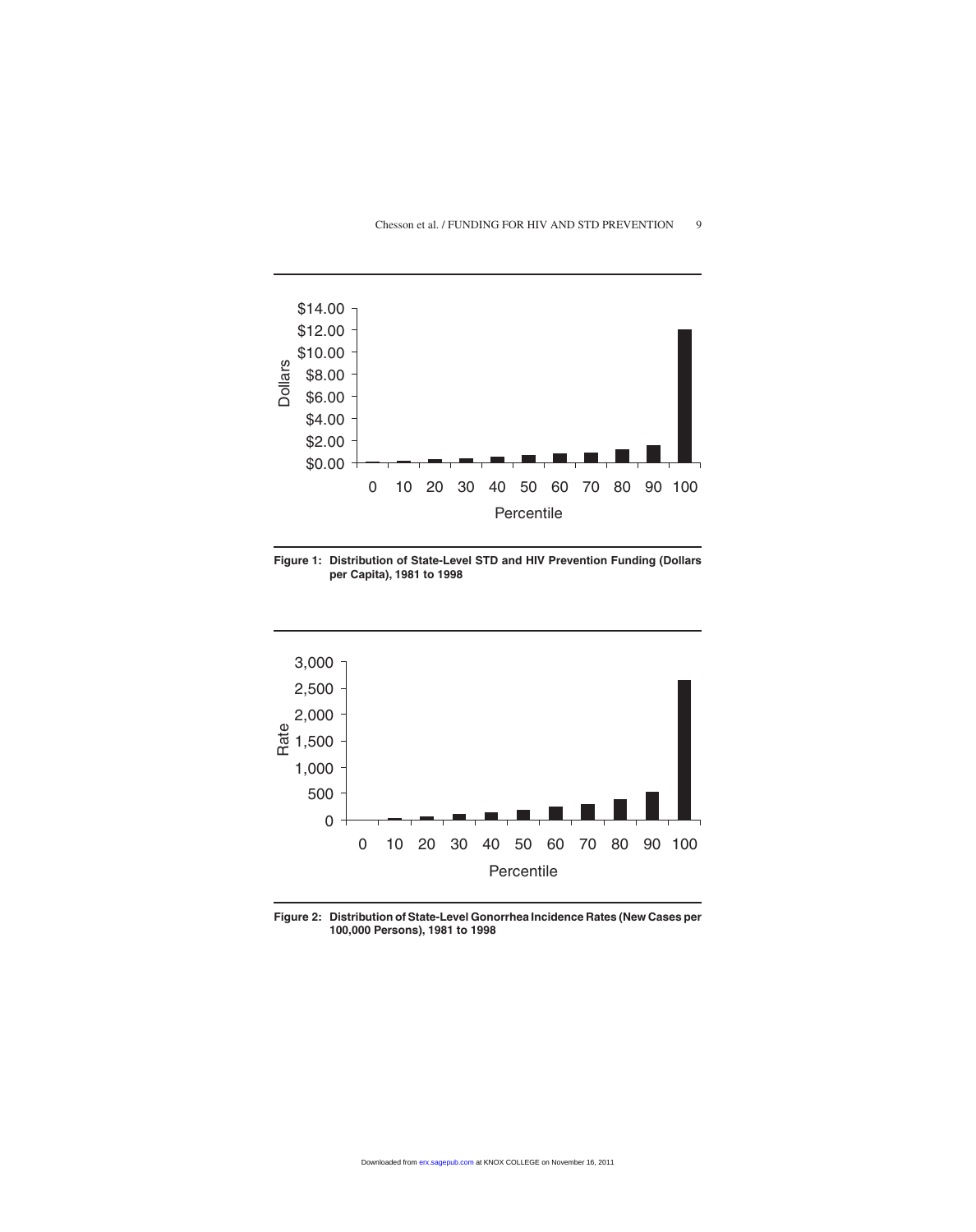Figure 1: Distribution of State-Level STD and HIV Prevention Funding (Dollars per Capita), 1981 to 1998

Figure 2: Distribution of State-Level Gonorrhea Incidence Rates (New Cases per 100,000 Persons), 1981 to 1998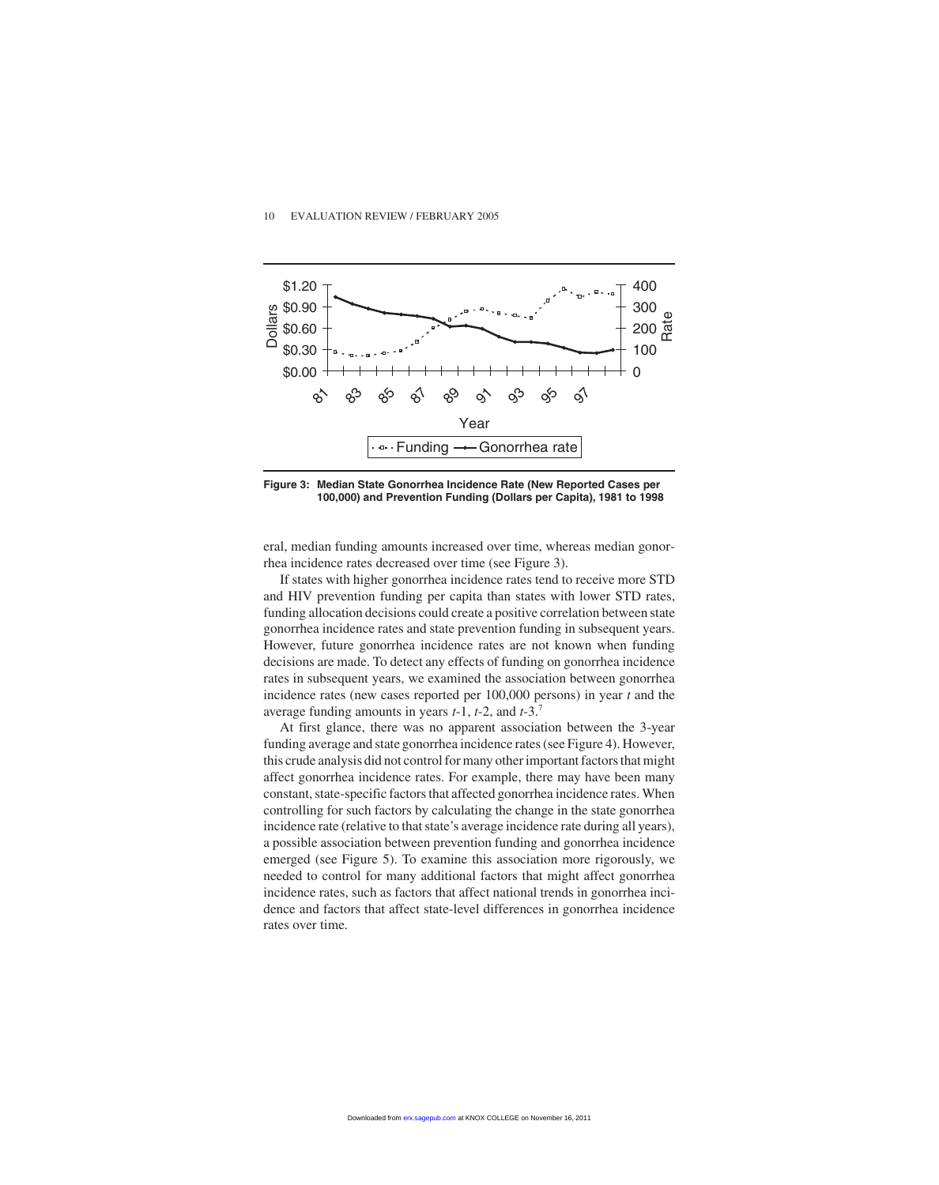Figure 3: Median State Gonorrhea Incidence Rate (New Reported Cases per 100,000) and Prevention Funding (Dollars per Capita), 1981 to 1998

eral, median funding amounts increased over time, whereas median gonorrhea incidence rates decreased over time (see Figure 3).

If states with higher gonorrhea incidence rates tend to receive more STD and HIV prevention funding per capita than states with lower STD rates, funding allocation decisions could create a positive correlation between state gonorrhea incidence rates and state prevention funding in subsequent years. However, future gonorrhea incidence rates are not known when funding decisions are made. To detect any effects of funding on gonorrhea incidence rates in subsequent years, we examined the association between gonorrhea incidence rates (new cases reported per 100,000 persons) in year $t$ and the average funding amounts in years $t$-1, $t$-2, and $t$-3.[7]

At first glance, there was no apparent association between the 3-year funding average and state gonorrhea incidence rates (see Figure 4). However, this crude analysis did not control for many other important factors that might affect gonorrhea incidence rates. For example, there may have been many constant, state-specific factors that affected gonorrhea incidence rates. When controlling for such factors by calculating the change in the state gonorrhea incidence rate (relative to that state's average incidence rate during all years), a possible association between prevention funding and gonorrhea incidence emerged (see Figure 5). To examine this association more rigorously, we needed to control for many additional factors that might affect gonorrhea incidence rates, such as factors that affect national trends in gonorrhea incidence and factors that affect state-level differences in gonorrhea incidence rates over time.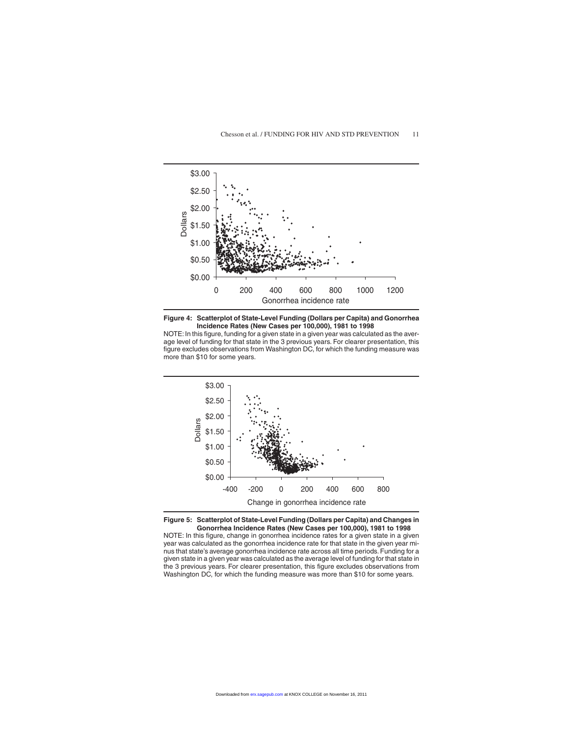**Figure 4: Scatterplot of State-Level Funding (Dollars per Capita) and Gonorrhea Incidence Rates (New Cases per 100,000), 1981 to 1998**

NOTE: In this figure, funding for a given state in a given year was calculated as the average level of funding for that state in the 3 previous years. For clearer presentation, this figure excludes observations from Washington DC, for which the funding measure was more than $10 for some years.

**Figure 5: Scatterplot of State-Level Funding (Dollars per Capita) and Changes in Gonorrhea Incidence Rates (New Cases per 100,000), 1981 to 1998**

NOTE: In this figure, change in gonorrhea incidence rates for a given state in a given year was calculated as the gonorrhea incidence rate for that state in the given year minus that state's average gonorrhea incidence rate across all time periods. Funding for a given state in a given year was calculated as the average level of funding for that state in the 3 previous years. For clearer presentation, this figure excludes observations from Washington DC, for which the funding measure was more than $10 for some years.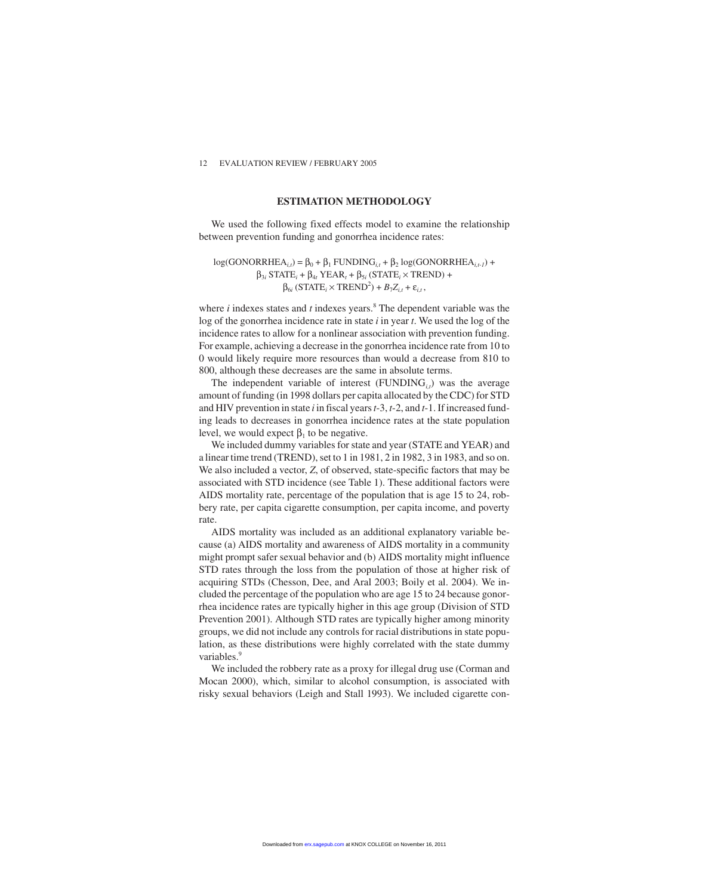## ESTIMATION METHODOLOGY

We used the following fixed effects model to examine the relationship between prevention funding and gonorrhea incidence rates:

$$\log(\text{GONORRHEA}_{i,t}) = \beta_0 + \beta_1 \text{ FUNDING}_{i,t} + \beta_2 \log(\text{GONORRHEA}_{i,t-1}) + \beta_{3i} \text{ STATE}_i + \beta_{4t} \text{ YEAR}_t + \beta_{5i} (\text{STATE}_i \times \text{TREND}) + \beta_{6i} (\text{STATE}_i \times \text{TREND}^2) + B_7 Z_{i,t} + \varepsilon_{i,t},$$

where $i$ indexes states and $t$ indexes years.[8] The dependent variable was the log of the gonorrhea incidence rate in state $i$ in year $t$. We used the log of the incidence rates to allow for a nonlinear association with prevention funding. For example, achieving a decrease in the gonorrhea incidence rate from 10 to 0 would likely require more resources than would a decrease from 810 to 800, although these decreases are the same in absolute terms.

The independent variable of interest ($\text{FUNDING}_{i,t}$) was the average amount of funding (in 1998 dollars per capita allocated by the CDC) for STD and HIV prevention in state $i$ in fiscal years $t$-3, $t$-2, and $t$-1. If increased funding leads to decreases in gonorrhea incidence rates at the state population level, we would expect $\beta_1$ to be negative.

We included dummy variables for state and year (STATE and YEAR) and a linear time trend (TREND), set to 1 in 1981, 2 in 1982, 3 in 1983, and so on. We also included a vector, $Z$, of observed, state-specific factors that may be associated with STD incidence (see Table 1). These additional factors were AIDS mortality rate, percentage of the population that is age 15 to 24, robbery rate, per capita cigarette consumption, per capita income, and poverty rate.

AIDS mortality was included as an additional explanatory variable because (a) AIDS mortality and awareness of AIDS mortality in a community might prompt safer sexual behavior and (b) AIDS mortality might influence STD rates through the loss from the population of those at higher risk of acquiring STDs (Chesson, Dee, and Aral 2003; Boily et al. 2004). We included the percentage of the population who are age 15 to 24 because gonorrhea incidence rates are typically higher in this age group (Division of STD Prevention 2001). Although STD rates are typically higher among minority groups, we did not include any controls for racial distributions in state population, as these distributions were highly correlated with the state dummy variables.[9]

We included the robbery rate as a proxy for illegal drug use (Corman and Mocan 2000), which, similar to alcohol consumption, is associated with risky sexual behaviors (Leigh and Stall 1993). We included cigarette con-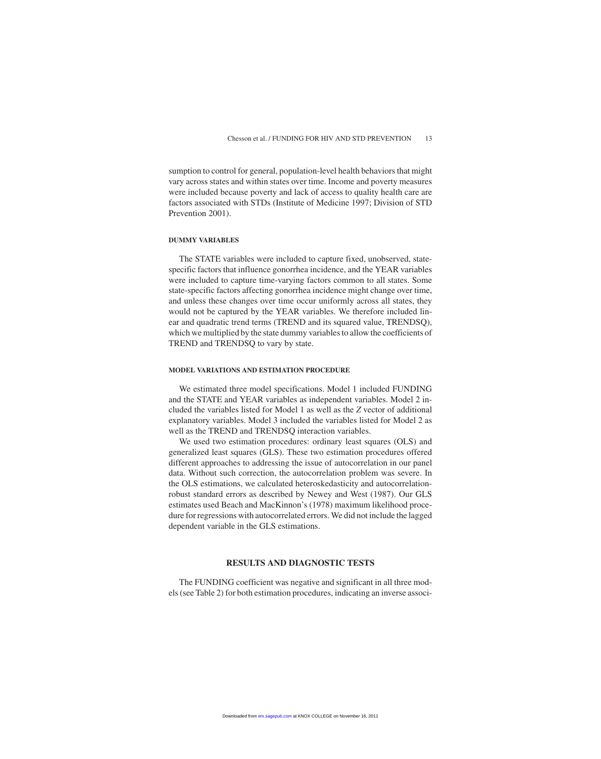sumption to control for general, population-level health behaviors that might vary across states and within states over time. Income and poverty measures were included because poverty and lack of access to quality health care are factors associated with STDs (Institute of Medicine 1997; Division of STD Prevention 2001).

### DUMMY VARIABLES

The STATE variables were included to capture fixed, unobserved, state-specific factors that influence gonorrhea incidence, and the YEAR variables were included to capture time-varying factors common to all states. Some state-specific factors affecting gonorrhea incidence might change over time, and unless these changes over time occur uniformly across all states, they would not be captured by the YEAR variables. We therefore included linear and quadratic trend terms (TREND and its squared value, TRENDSQ), which we multiplied by the state dummy variables to allow the coefficients of TREND and TRENDSQ to vary by state.

### MODEL VARIATIONS AND ESTIMATION PROCEDURE

We estimated three model specifications. Model 1 included FUNDING and the STATE and YEAR variables as independent variables. Model 2 included the variables listed for Model 1 as well as the *Z* vector of additional explanatory variables. Model 3 included the variables listed for Model 2 as well as the TREND and TRENDSQ interaction variables.

We used two estimation procedures: ordinary least squares (OLS) and generalized least squares (GLS). These two estimation procedures offered different approaches to addressing the issue of autocorrelation in our panel data. Without such correction, the autocorrelation problem was severe. In the OLS estimations, we calculated heteroskedasticity and autocorrelation-robust standard errors as described by Newey and West (1987). Our GLS estimates used Beach and MacKinnon's (1978) maximum likelihood procedure for regressions with autocorrelated errors. We did not include the lagged dependent variable in the GLS estimations.

## RESULTS AND DIAGNOSTIC TESTS

The FUNDING coefficient was negative and significant in all three models (see Table 2) for both estimation procedures, indicating an inverse associ-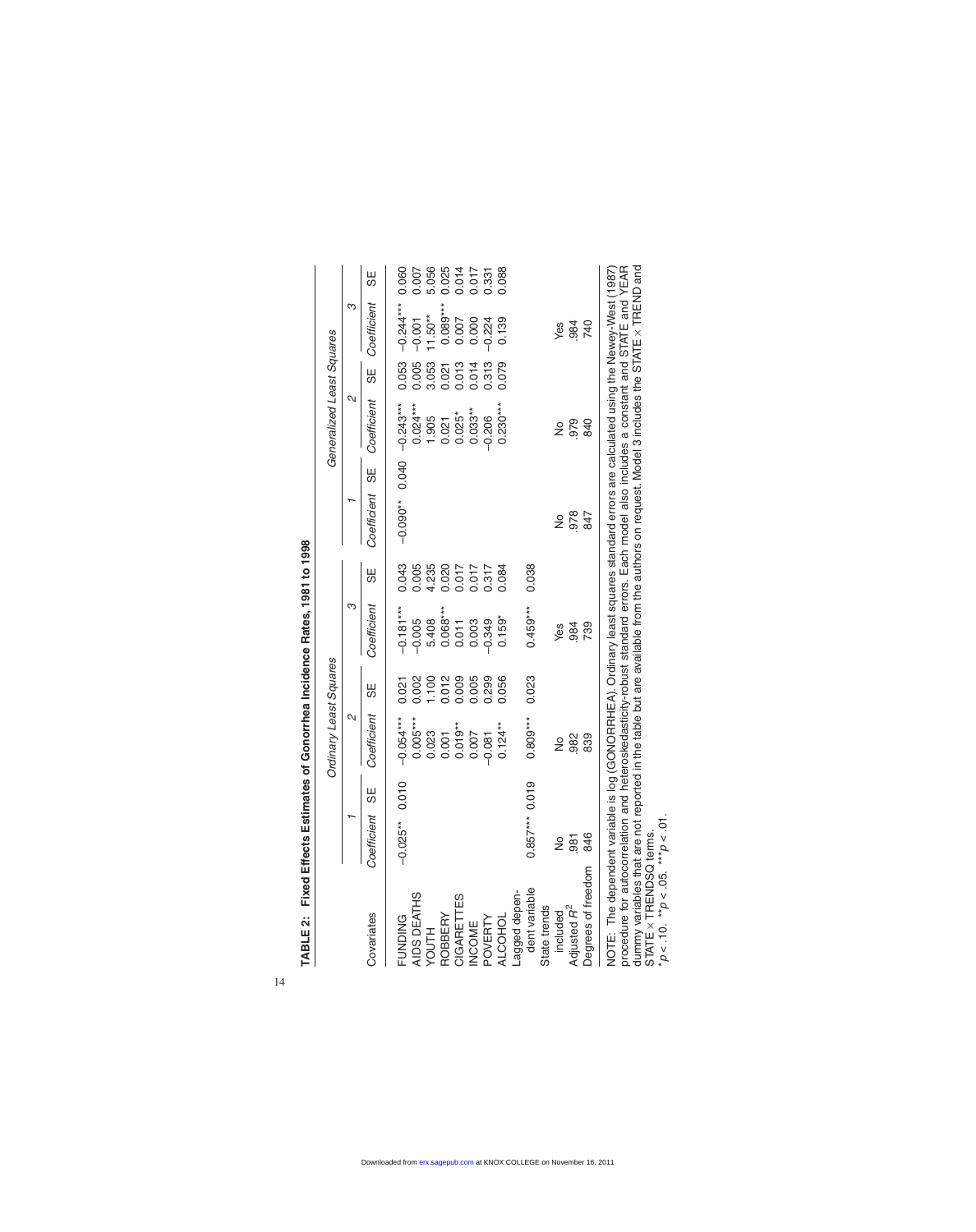**TABLE 2: Fixed Effects Estimates of Gonorrhea Incidence Rates, 1981 to 1998**

| | Ordinary Least Squares | | | | | | Generalized Least Squares | | | | | |
|---|---|---|---|---|---|---|---|---|---|---|---|---|
| | 1 | | 2 | | 3 | | 1 | | 2 | | 3 | |
| Covariates | Coefficient | SE | Coefficient | SE | Coefficient | SE | Coefficient | SE | Coefficient | SE | Coefficient | SE |
| FUNDING | −0.025** | 0.010 | −0.054*** | 0.021 | −0.181*** | 0.043 | −0.090** | 0.040 | −0.243*** | 0.053 | −0.244*** | 0.060 |
| AIDS DEATHS | | | 0.005*** | 0.002 | −0.005 | 0.005 | | | 0.024*** | 0.005 | −0.001 | 0.007 |
| YOUTH | | | 0.023 | 1.100 | 5.408 | 4.235 | | | 1.905 | 3.053 | 11.50** | 5.056 |
| ROBBERY | | | 0.001 | 0.012 | 0.068*** | 0.020 | | | 0.021 | 0.021 | 0.089*** | 0.025 |
| CIGARETTES | | | 0.019** | 0.009 | 0.011 | 0.017 | | | 0.025* | 0.013 | 0.007 | 0.014 |
| INCOME | | | 0.007 | 0.005 | 0.003 | 0.017 | | | 0.033** | 0.014 | 0.000 | 0.017 |
| POVERTY | | | −0.081 | 0.299 | −0.349 | 0.317 | | | −0.206 | 0.313 | −0.224 | 0.331 |
| ALCOHOL | | | 0.124** | 0.056 | 0.159* | 0.084 | | | 0.230*** | 0.079 | 0.139 | 0.088 |
| Lagged dependent variable | 0.857*** | 0.019 | 0.809*** | 0.023 | 0.459*** | 0.038 | | | | | | |
| State trends included | No | | No | | Yes | | No | | No | | Yes | |
| Adjusted $R^2$ | .981 | | .982 | | .984 | | .978 | | .979 | | .984 | |
| Degrees of freedom | 846 | | 839 | | 739 | | 847 | | 840 | | 740 | |

NOTE: The dependent variable is log (GONORRHEA). Ordinary least squares standard errors are calculated using the Newey-West (1987) procedure for autocorrelation and heteroskedasticity-robust standard errors. Each model also includes a constant and STATE and YEAR dummy variables that are not reported in the table but are available from the authors on request. Model 3 includes the STATE × TREND and STATE × TRENDSQ terms.

$^{*}p < .10$. $^{**}p < .05$. $^{***}p < .01$.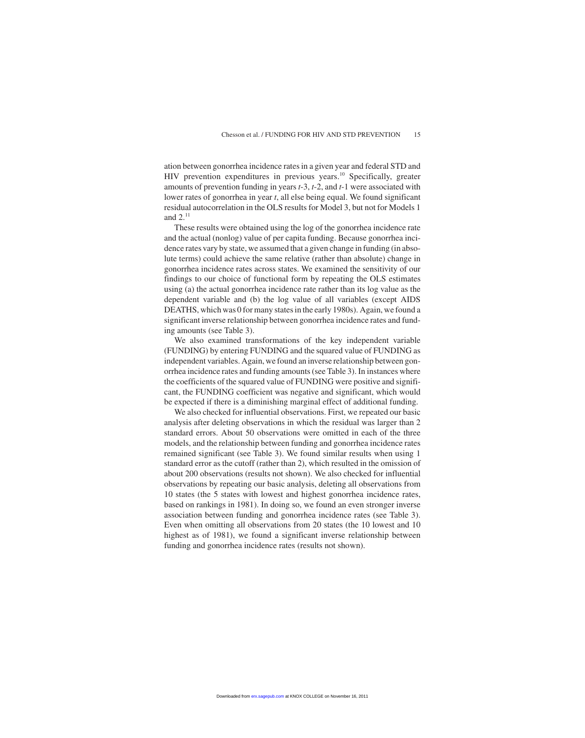ation between gonorrhea incidence rates in a given year and federal STD and HIV prevention expenditures in previous years.[10] Specifically, greater amounts of prevention funding in years $t$-3, $t$-2, and $t$-1 were associated with lower rates of gonorrhea in year $t$, all else being equal. We found significant residual autocorrelation in the OLS results for Model 3, but not for Models 1 and 2.[11]

These results were obtained using the log of the gonorrhea incidence rate and the actual (nonlog) value of per capita funding. Because gonorrhea incidence rates vary by state, we assumed that a given change in funding (in absolute terms) could achieve the same relative (rather than absolute) change in gonorrhea incidence rates across states. We examined the sensitivity of our findings to our choice of functional form by repeating the OLS estimates using (a) the actual gonorrhea incidence rate rather than its log value as the dependent variable and (b) the log value of all variables (except AIDS DEATHS, which was 0 for many states in the early 1980s). Again, we found a significant inverse relationship between gonorrhea incidence rates and funding amounts (see Table 3).

We also examined transformations of the key independent variable (FUNDING) by entering FUNDING and the squared value of FUNDING as independent variables. Again, we found an inverse relationship between gonorrhea incidence rates and funding amounts (see Table 3). In instances where the coefficients of the squared value of FUNDING were positive and significant, the FUNDING coefficient was negative and significant, which would be expected if there is a diminishing marginal effect of additional funding.

We also checked for influential observations. First, we repeated our basic analysis after deleting observations in which the residual was larger than 2 standard errors. About 50 observations were omitted in each of the three models, and the relationship between funding and gonorrhea incidence rates remained significant (see Table 3). We found similar results when using 1 standard error as the cutoff (rather than 2), which resulted in the omission of about 200 observations (results not shown). We also checked for influential observations by repeating our basic analysis, deleting all observations from 10 states (the 5 states with lowest and highest gonorrhea incidence rates, based on rankings in 1981). In doing so, we found an even stronger inverse association between funding and gonorrhea incidence rates (see Table 3). Even when omitting all observations from 20 states (the 10 lowest and 10 highest as of 1981), we found a significant inverse relationship between funding and gonorrhea incidence rates (results not shown).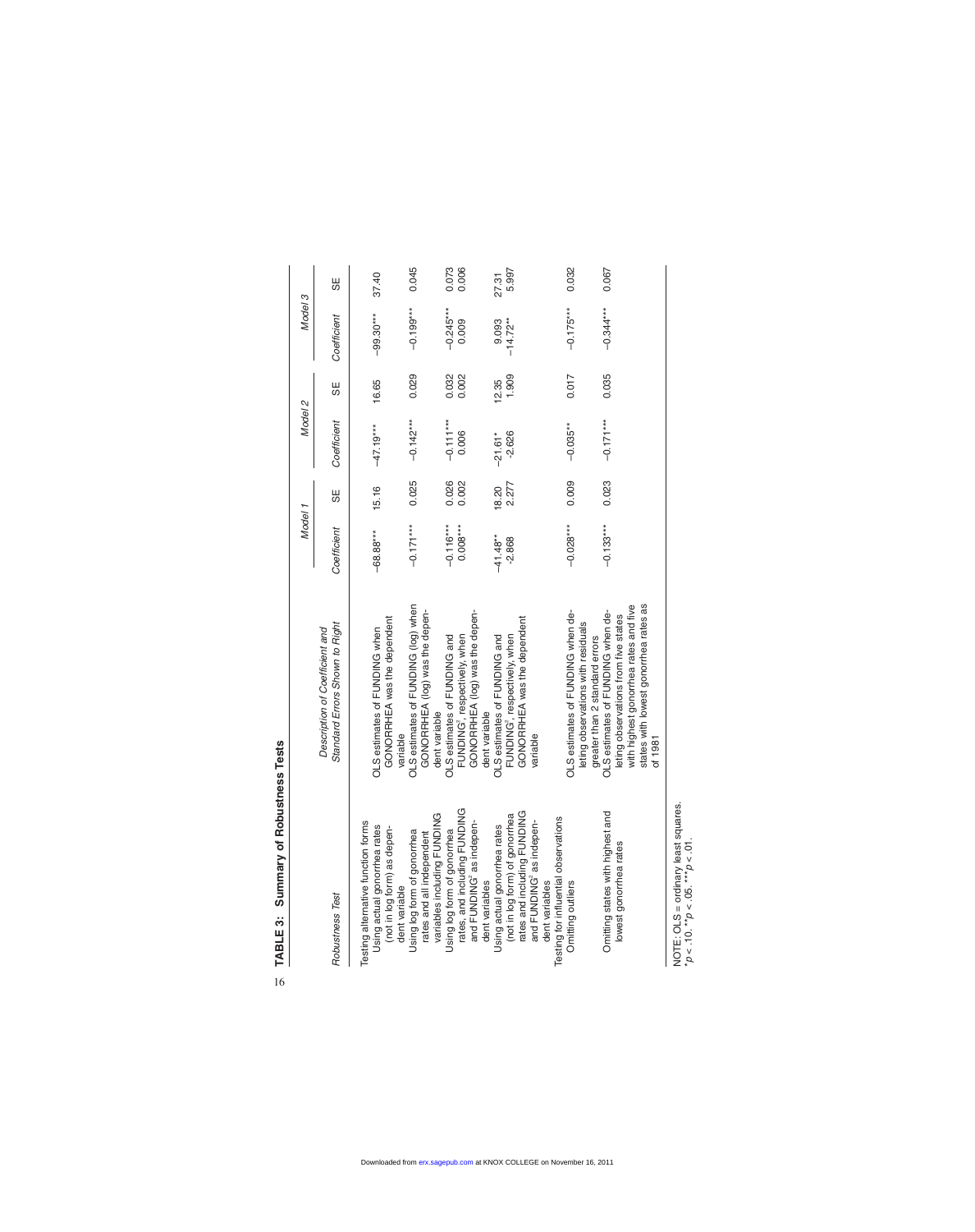**TABLE 3: Summary of Robustness Tests**

| Robustness Test | Description of Coefficient and Standard Errors Shown to Right | Model 1 | | Model 2 | | Model 3 | |
|---|---|---|---|---|---|---|---|
| | | Coefficient | SE | Coefficient | SE | Coefficient | SE |
| Testing alternative function forms | | | | | | | |
| Using actual gonorrhea rates (not in log form) as dependent variable | OLS estimates of FUNDING when GONORRHEA was the dependent variable | −68.88*** | 15.16 | −47.19*** | 16.65 | −99.30*** | 37.40 |
| Using log form of gonorrhea rates and all independent variables including FUNDING | OLS estimates of FUNDING (log) when GONORRHEA (log) was the dependent variable | −0.171*** | 0.025 | −0.142*** | 0.029 | −0.199*** | 0.045 |
| Using log form of gonorrhea rates, and including FUNDING and FUNDING² as independent variables | OLS estimates of FUNDING and FUNDING², respectively, when GONORRHEA (log) was the dependent variable | −0.116*** | 0.026 | −0.111*** | 0.032 | −0.245*** | 0.073 |
| | | 0.008*** | 0.002 | 0.006 | 0.002 | 0.009 | 0.006 |
| Using actual gonorrhea rates (not in log form) of gonorrhea rates and including FUNDING and FUNDING² as independent variables | OLS estimates of FUNDING and FUNDING², respectively, when GONORRHEA was the dependent variable | −41.48** | 18.20 | −21.61* | 12.35 | 9.093 | 27.31 |
| | | -2.868 | 2.277 | -2.626 | 1.909 | −14.72** | 5.997 |
| Testing for influential observations | | | | | | | |
| Omitting outliers | OLS estimates of FUNDING when deleting observations with residuals greater than 2 standard errors | −0.028*** | 0.009 | −0.035** | 0.017 | −0.175*** | 0.032 |
| Omitting states with highest and lowest gonorrhea rates | OLS estimates of FUNDING when deleting observations from five states with highest gonorrhea rates and five states with lowest gonorrhea rates as of 1981 | −0.133*** | 0.023 | −0.171*** | 0.035 | −0.344*** | 0.067 |

NOTE: OLS = ordinary least squares.
*$p < .10$. **$p < .05$. ***$p < .01$.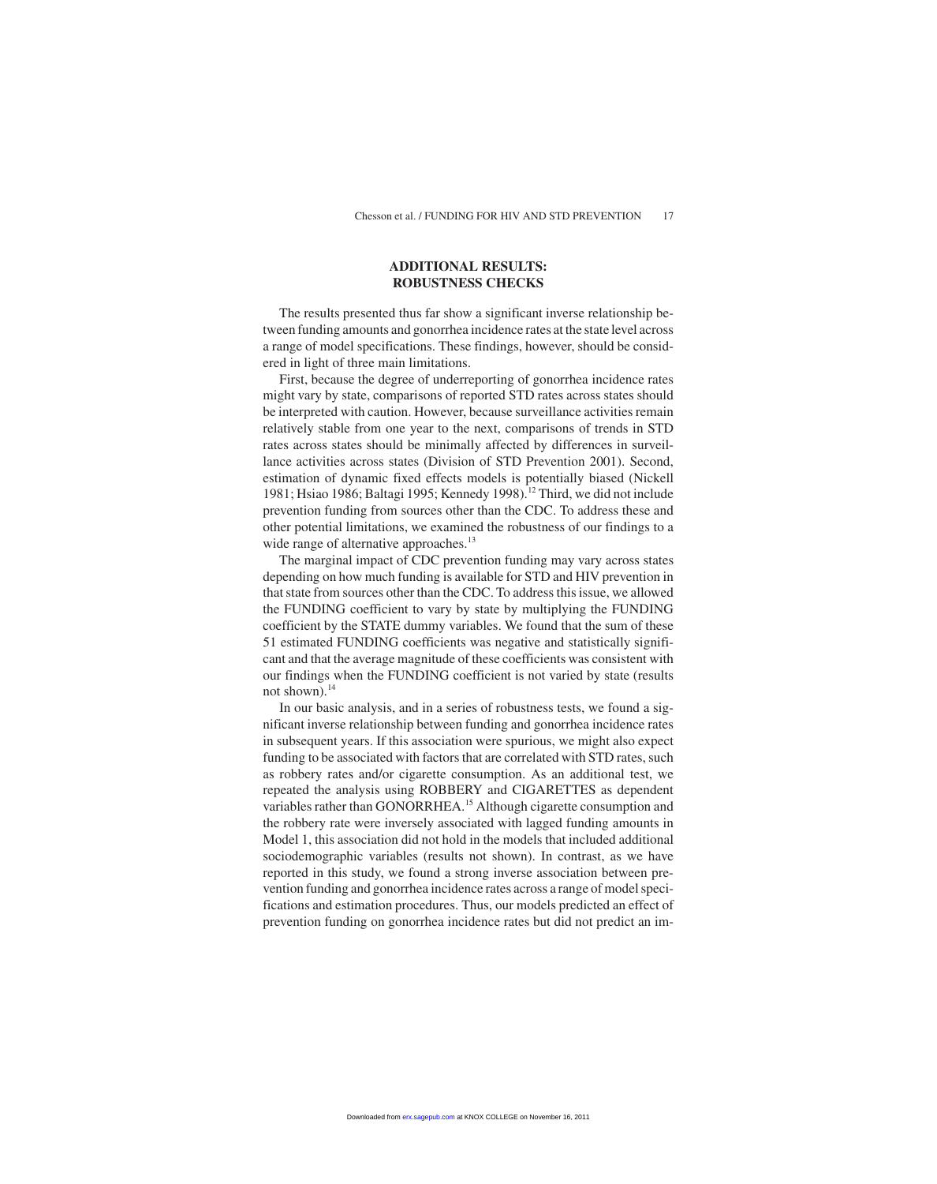## ADDITIONAL RESULTS: ROBUSTNESS CHECKS

The results presented thus far show a significant inverse relationship between funding amounts and gonorrhea incidence rates at the state level across a range of model specifications. These findings, however, should be considered in light of three main limitations.

First, because the degree of underreporting of gonorrhea incidence rates might vary by state, comparisons of reported STD rates across states should be interpreted with caution. However, because surveillance activities remain relatively stable from one year to the next, comparisons of trends in STD rates across states should be minimally affected by differences in surveillance activities across states (Division of STD Prevention 2001). Second, estimation of dynamic fixed effects models is potentially biased (Nickell 1981; Hsiao 1986; Baltagi 1995; Kennedy 1998).[12] Third, we did not include prevention funding from sources other than the CDC. To address these and other potential limitations, we examined the robustness of our findings to a wide range of alternative approaches.[13]

The marginal impact of CDC prevention funding may vary across states depending on how much funding is available for STD and HIV prevention in that state from sources other than the CDC. To address this issue, we allowed the FUNDING coefficient to vary by state by multiplying the FUNDING coefficient by the STATE dummy variables. We found that the sum of these 51 estimated FUNDING coefficients was negative and statistically significant and that the average magnitude of these coefficients was consistent with our findings when the FUNDING coefficient is not varied by state (results not shown).[14]

In our basic analysis, and in a series of robustness tests, we found a significant inverse relationship between funding and gonorrhea incidence rates in subsequent years. If this association were spurious, we might also expect funding to be associated with factors that are correlated with STD rates, such as robbery rates and/or cigarette consumption. As an additional test, we repeated the analysis using ROBBERY and CIGARETTES as dependent variables rather than GONORRHEA.[15] Although cigarette consumption and the robbery rate were inversely associated with lagged funding amounts in Model 1, this association did not hold in the models that included additional sociodemographic variables (results not shown). In contrast, as we have reported in this study, we found a strong inverse association between prevention funding and gonorrhea incidence rates across a range of model specifications and estimation procedures. Thus, our models predicted an effect of prevention funding on gonorrhea incidence rates but did not predict an im-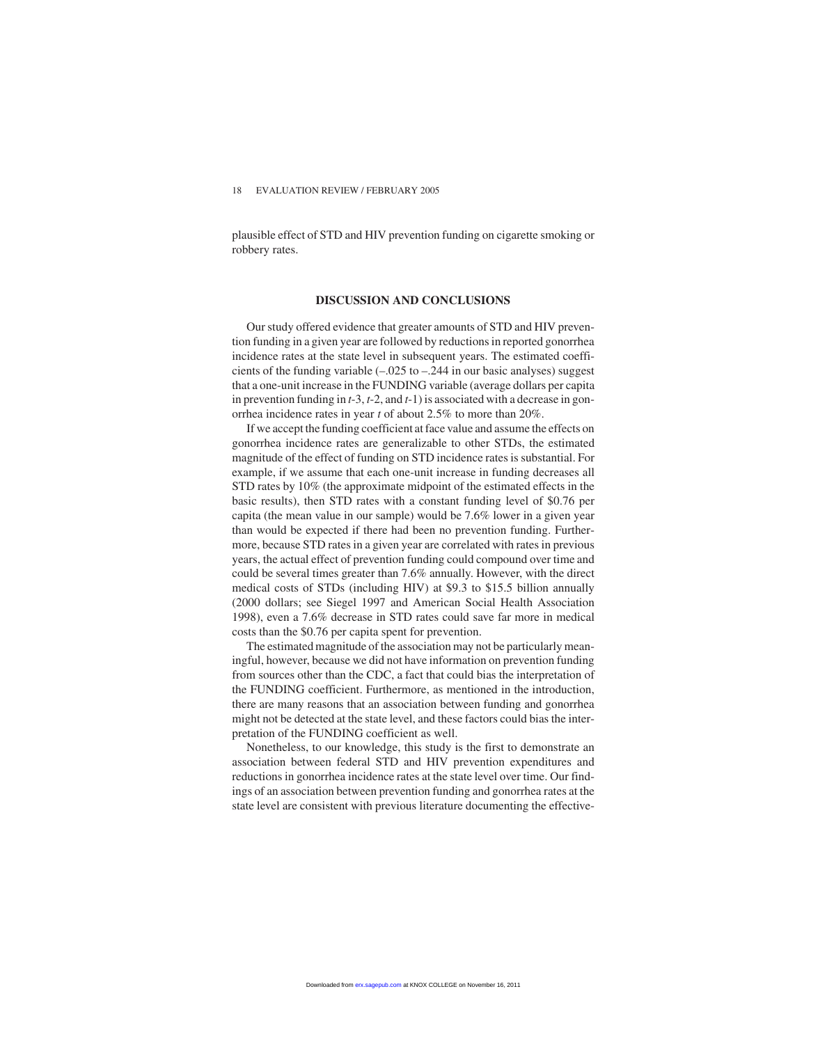plausible effect of STD and HIV prevention funding on cigarette smoking or robbery rates.

## DISCUSSION AND CONCLUSIONS

Our study offered evidence that greater amounts of STD and HIV prevention funding in a given year are followed by reductions in reported gonorrhea incidence rates at the state level in subsequent years. The estimated coefficients of the funding variable (–.025 to –.244 in our basic analyses) suggest that a one-unit increase in the FUNDING variable (average dollars per capita in prevention funding in *t*-3, *t*-2, and *t*-1) is associated with a decrease in gonorrhea incidence rates in year *t* of about 2.5% to more than 20%.

If we accept the funding coefficient at face value and assume the effects on gonorrhea incidence rates are generalizable to other STDs, the estimated magnitude of the effect of funding on STD incidence rates is substantial. For example, if we assume that each one-unit increase in funding decreases all STD rates by 10% (the approximate midpoint of the estimated effects in the basic results), then STD rates with a constant funding level of $0.76 per capita (the mean value in our sample) would be 7.6% lower in a given year than would be expected if there had been no prevention funding. Furthermore, because STD rates in a given year are correlated with rates in previous years, the actual effect of prevention funding could compound over time and could be several times greater than 7.6% annually. However, with the direct medical costs of STDs (including HIV) at $9.3 to $15.5 billion annually (2000 dollars; see Siegel 1997 and American Social Health Association 1998), even a 7.6% decrease in STD rates could save far more in medical costs than the $0.76 per capita spent for prevention.

The estimated magnitude of the association may not be particularly meaningful, however, because we did not have information on prevention funding from sources other than the CDC, a fact that could bias the interpretation of the FUNDING coefficient. Furthermore, as mentioned in the introduction, there are many reasons that an association between funding and gonorrhea might not be detected at the state level, and these factors could bias the interpretation of the FUNDING coefficient as well.

Nonetheless, to our knowledge, this study is the first to demonstrate an association between federal STD and HIV prevention expenditures and reductions in gonorrhea incidence rates at the state level over time. Our findings of an association between prevention funding and gonorrhea rates at the state level are consistent with previous literature documenting the effective-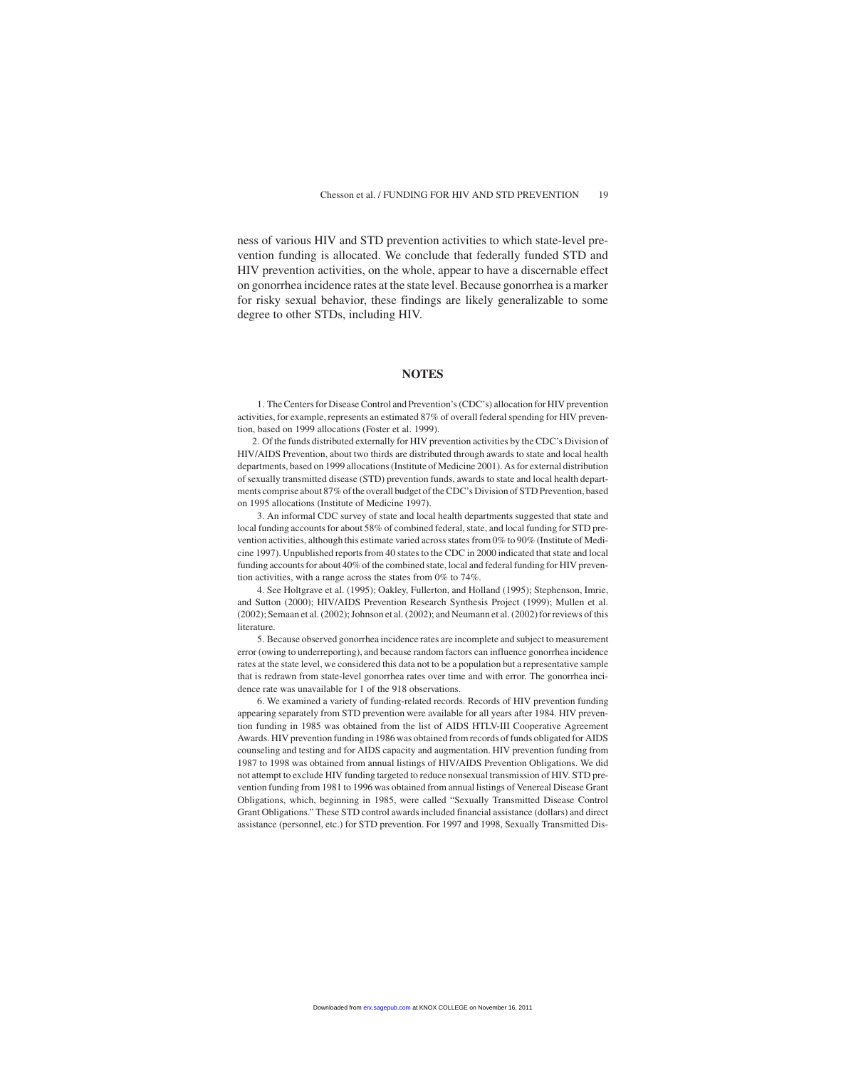ness of various HIV and STD prevention activities to which state-level prevention funding is allocated. We conclude that federally funded STD and HIV prevention activities, on the whole, appear to have a discernable effect on gonorrhea incidence rates at the state level. Because gonorrhea is a marker for risky sexual behavior, these findings are likely generalizable to some degree to other STDs, including HIV.

## NOTES

1. The Centers for Disease Control and Prevention's (CDC's) allocation for HIV prevention activities, for example, represents an estimated 87% of overall federal spending for HIV prevention, based on 1999 allocations (Foster et al. 1999).

2. Of the funds distributed externally for HIV prevention activities by the CDC's Division of HIV/AIDS Prevention, about two thirds are distributed through awards to state and local health departments, based on 1999 allocations (Institute of Medicine 2001). As for external distribution of sexually transmitted disease (STD) prevention funds, awards to state and local health departments comprise about 87% of the overall budget of the CDC's Division of STD Prevention, based on 1995 allocations (Institute of Medicine 1997).

3. An informal CDC survey of state and local health departments suggested that state and local funding accounts for about 58% of combined federal, state, and local funding for STD prevention activities, although this estimate varied across states from 0% to 90% (Institute of Medicine 1997). Unpublished reports from 40 states to the CDC in 2000 indicated that state and local funding accounts for about 40% of the combined state, local and federal funding for HIV prevention activities, with a range across the states from 0% to 74%.

4. See Holtgrave et al. (1995); Oakley, Fullerton, and Holland (1995); Stephenson, Imrie, and Sutton (2000); HIV/AIDS Prevention Research Synthesis Project (1999); Mullen et al. (2002); Semaan et al. (2002); Johnson et al. (2002); and Neumann et al. (2002) for reviews of this literature.

5. Because observed gonorrhea incidence rates are incomplete and subject to measurement error (owing to underreporting), and because random factors can influence gonorrhea incidence rates at the state level, we considered this data not to be a population but a representative sample that is redrawn from state-level gonorrhea rates over time and with error. The gonorrhea incidence rate was unavailable for 1 of the 918 observations.

6. We examined a variety of funding-related records. Records of HIV prevention funding appearing separately from STD prevention were available for all years after 1984. HIV prevention funding in 1985 was obtained from the list of AIDS HTLV-III Cooperative Agreement Awards. HIV prevention funding in 1986 was obtained from records of funds obligated for AIDS counseling and testing and for AIDS capacity and augmentation. HIV prevention funding from 1987 to 1998 was obtained from annual listings of HIV/AIDS Prevention Obligations. We did not attempt to exclude HIV funding targeted to reduce nonsexual transmission of HIV. STD prevention funding from 1981 to 1996 was obtained from annual listings of Venereal Disease Grant Obligations, which, beginning in 1985, were called "Sexually Transmitted Disease Control Grant Obligations." These STD control awards included financial assistance (dollars) and direct assistance (personnel, etc.) for STD prevention. For 1997 and 1998, Sexually Transmitted Dis-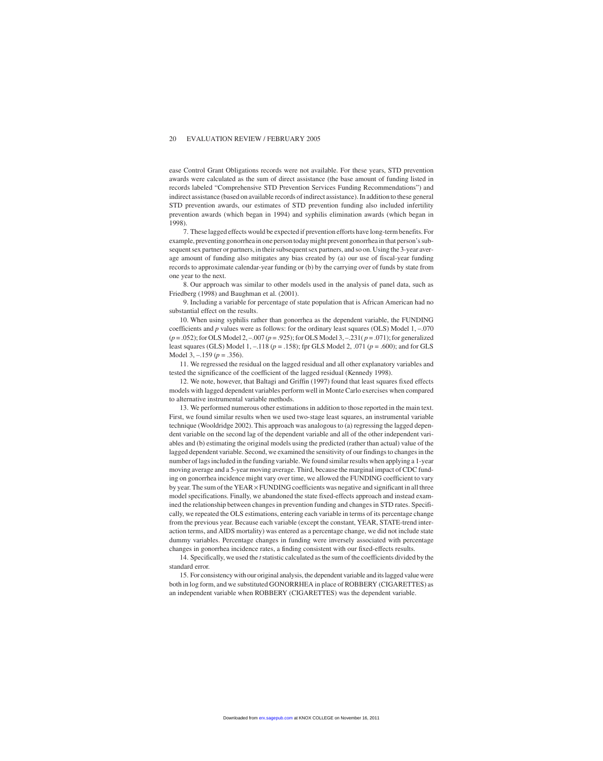ease Control Grant Obligations records were not available. For these years, STD prevention awards were calculated as the sum of direct assistance (the base amount of funding listed in records labeled "Comprehensive STD Prevention Services Funding Recommendations") and indirect assistance (based on available records of indirect assistance). In addition to these general STD prevention awards, our estimates of STD prevention funding also included infertility prevention awards (which began in 1994) and syphilis elimination awards (which began in 1998).

7. These lagged effects would be expected if prevention efforts have long-term benefits. For example, preventing gonorrhea in one person today might prevent gonorrhea in that person's subsequent sex partner or partners, in their subsequent sex partners, and so on. Using the 3-year average amount of funding also mitigates any bias created by (a) our use of fiscal-year funding records to approximate calendar-year funding or (b) by the carrying over of funds by state from one year to the next.

8. Our approach was similar to other models used in the analysis of panel data, such as Friedberg (1998) and Baughman et al. (2001).

9. Including a variable for percentage of state population that is African American had no substantial effect on the results.

10. When using syphilis rather than gonorrhea as the dependent variable, the FUNDING coefficients and *p* values were as follows: for the ordinary least squares (OLS) Model 1, –.070 ($p = .052$); for OLS Model 2, –.007 ($p = .925$); for OLS Model 3, –.231($p = .071$); for generalized least squares (GLS) Model 1, –.118 ($p = .158$); fpr GLS Model 2, .071 ($p = .600$); and for GLS Model 3, –.159 ($p = .356$).

11. We regressed the residual on the lagged residual and all other explanatory variables and tested the significance of the coefficient of the lagged residual (Kennedy 1998).

12. We note, however, that Baltagi and Griffin (1997) found that least squares fixed effects models with lagged dependent variables perform well in Monte Carlo exercises when compared to alternative instrumental variable methods.

13. We performed numerous other estimations in addition to those reported in the main text. First, we found similar results when we used two-stage least squares, an instrumental variable technique (Wooldridge 2002). This approach was analogous to (a) regressing the lagged dependent variable on the second lag of the dependent variable and all of the other independent variables and (b) estimating the original models using the predicted (rather than actual) value of the lagged dependent variable. Second, we examined the sensitivity of our findings to changes in the number of lags included in the funding variable. We found similar results when applying a 1-year moving average and a 5-year moving average. Third, because the marginal impact of CDC funding on gonorrhea incidence might vary over time, we allowed the FUNDING coefficient to vary by year. The sum of the YEAR × FUNDING coefficients was negative and significant in all three model specifications. Finally, we abandoned the state fixed-effects approach and instead examined the relationship between changes in prevention funding and changes in STD rates. Specifically, we repeated the OLS estimations, entering each variable in terms of its percentage change from the previous year. Because each variable (except the constant, YEAR, STATE-trend interaction terms, and AIDS mortality) was entered as a percentage change, we did not include state dummy variables. Percentage changes in funding were inversely associated with percentage changes in gonorrhea incidence rates, a finding consistent with our fixed-effects results.

14. Specifically, we used the *t* statistic calculated as the sum of the coefficients divided by the standard error.

15. For consistency with our original analysis, the dependent variable and its lagged value were both in log form, and we substituted GONORRHEA in place of ROBBERY (CIGARETTES) as an independent variable when ROBBERY (CIGARETTES) was the dependent variable.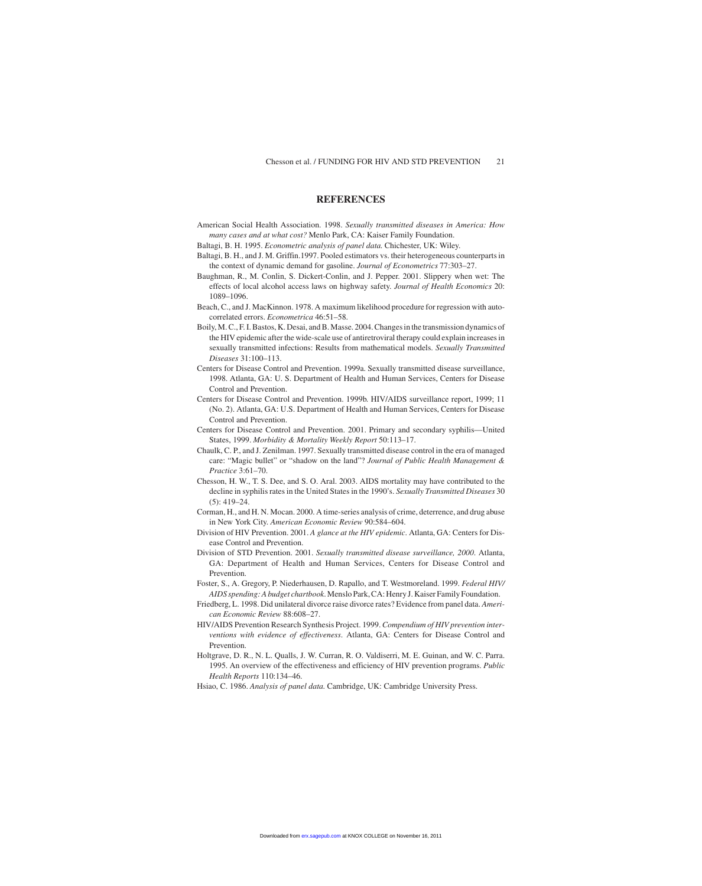## REFERENCES

American Social Health Association. 1998. *Sexually transmitted diseases in America: How many cases and at what cost?* Menlo Park, CA: Kaiser Family Foundation.

Baltagi, B. H. 1995. *Econometric analysis of panel data.* Chichester, UK: Wiley.

Baltagi, B. H., and J. M. Griffin.1997. Pooled estimators vs. their heterogeneous counterparts in the context of dynamic demand for gasoline. *Journal of Econometrics* 77:303–27.

Baughman, R., M. Conlin, S. Dickert-Conlin, and J. Pepper. 2001. Slippery when wet: The effects of local alcohol access laws on highway safety. *Journal of Health Economics* 20: 1089–1096.

Beach, C., and J. MacKinnon. 1978. A maximum likelihood procedure for regression with autocorrelated errors. *Econometrica* 46:51–58.

Boily, M. C., F. I. Bastos, K. Desai, and B. Masse. 2004. Changes in the transmission dynamics of the HIV epidemic after the wide-scale use of antiretroviral therapy could explain increases in sexually transmitted infections: Results from mathematical models. *Sexually Transmitted Diseases* 31:100–113.

Centers for Disease Control and Prevention. 1999a. Sexually transmitted disease surveillance, 1998. Atlanta, GA: U. S. Department of Health and Human Services, Centers for Disease Control and Prevention.

Centers for Disease Control and Prevention. 1999b. HIV/AIDS surveillance report, 1999; 11 (No. 2). Atlanta, GA: U.S. Department of Health and Human Services, Centers for Disease Control and Prevention.

Centers for Disease Control and Prevention. 2001. Primary and secondary syphilis—United States, 1999. *Morbidity & Mortality Weekly Report* 50:113–17.

Chaulk, C. P., and J. Zenilman. 1997. Sexually transmitted disease control in the era of managed care: "Magic bullet" or "shadow on the land"? *Journal of Public Health Management & Practice* 3:61–70.

Chesson, H. W., T. S. Dee, and S. O. Aral. 2003. AIDS mortality may have contributed to the decline in syphilis rates in the United States in the 1990's. *Sexually Transmitted Diseases* 30 (5): 419–24.

Corman, H., and H. N. Mocan. 2000. A time-series analysis of crime, deterrence, and drug abuse in New York City. *American Economic Review* 90:584–604.

Division of HIV Prevention. 2001. *A glance at the HIV epidemic*. Atlanta, GA: Centers for Disease Control and Prevention.

Division of STD Prevention. 2001. *Sexually transmitted disease surveillance, 2000*. Atlanta, GA: Department of Health and Human Services, Centers for Disease Control and Prevention.

Foster, S., A. Gregory, P. Niederhausen, D. Rapallo, and T. Westmoreland. 1999. *Federal HIV/AIDS spending: A budget chartbook*. Menslo Park, CA: Henry J. Kaiser Family Foundation.

Friedberg, L. 1998. Did unilateral divorce raise divorce rates? Evidence from panel data. *American Economic Review* 88:608–27.

HIV/AIDS Prevention Research Synthesis Project. 1999. *Compendium of HIV prevention interventions with evidence of effectiveness*. Atlanta, GA: Centers for Disease Control and Prevention.

Holtgrave, D. R., N. L. Qualls, J. W. Curran, R. O. Valdiserri, M. E. Guinan, and W. C. Parra. 1995. An overview of the effectiveness and efficiency of HIV prevention programs. *Public Health Reports* 110:134–46.

Hsiao, C. 1986. *Analysis of panel data*. Cambridge, UK: Cambridge University Press.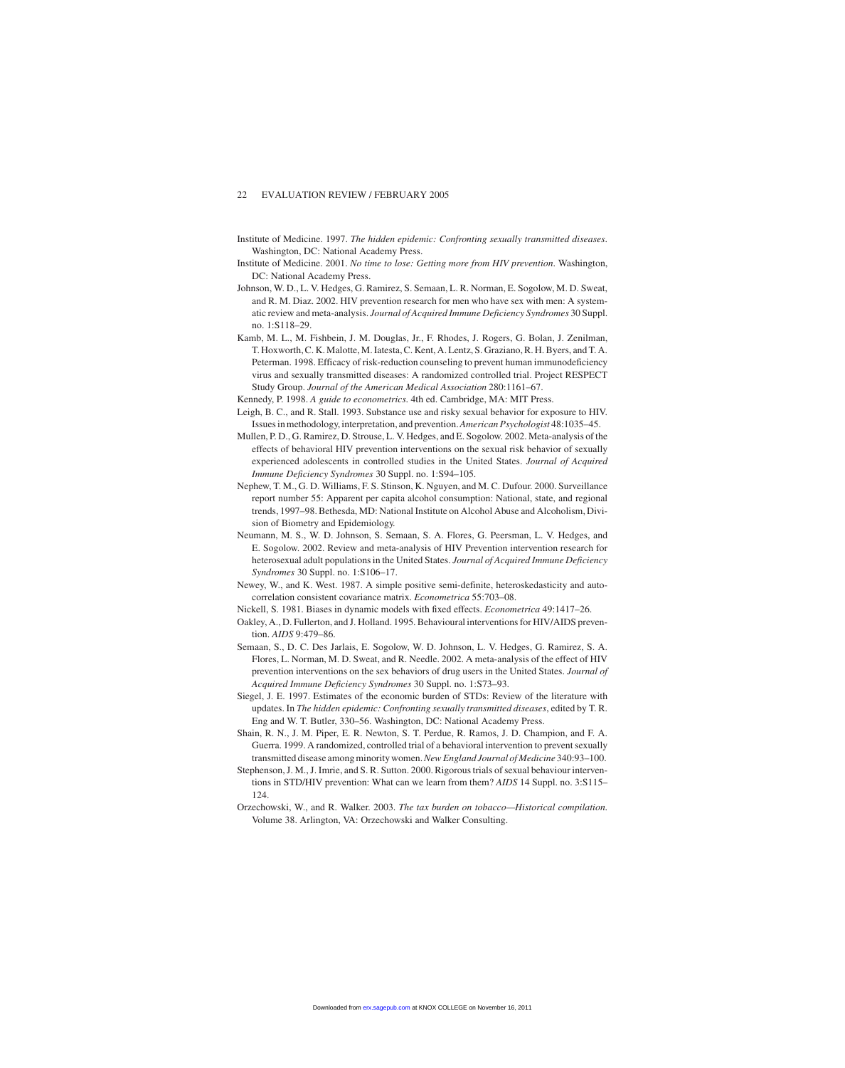Institute of Medicine. 1997. *The hidden epidemic: Confronting sexually transmitted diseases*. Washington, DC: National Academy Press.

Institute of Medicine. 2001. *No time to lose: Getting more from HIV prevention*. Washington, DC: National Academy Press.

Johnson, W. D., L. V. Hedges, G. Ramirez, S. Semaan, L. R. Norman, E. Sogolow, M. D. Sweat, and R. M. Diaz. 2002. HIV prevention research for men who have sex with men: A systematic review and meta-analysis. *Journal of Acquired Immune Deficiency Syndromes* 30 Suppl. no. 1:S118–29.

Kamb, M. L., M. Fishbein, J. M. Douglas, Jr., F. Rhodes, J. Rogers, G. Bolan, J. Zenilman, T. Hoxworth, C. K. Malotte, M. Iatesta, C. Kent, A. Lentz, S. Graziano, R. H. Byers, and T. A. Peterman. 1998. Efficacy of risk-reduction counseling to prevent human immunodeficiency virus and sexually transmitted diseases: A randomized controlled trial. Project RESPECT Study Group. *Journal of the American Medical Association* 280:1161–67.

Kennedy, P. 1998. *A guide to econometrics*. 4th ed. Cambridge, MA: MIT Press.

Leigh, B. C., and R. Stall. 1993. Substance use and risky sexual behavior for exposure to HIV. Issues in methodology, interpretation, and prevention. *American Psychologist* 48:1035–45.

Mullen, P. D., G. Ramirez, D. Strouse, L. V. Hedges, and E. Sogolow. 2002. Meta-analysis of the effects of behavioral HIV prevention interventions on the sexual risk behavior of sexually experienced adolescents in controlled studies in the United States. *Journal of Acquired Immune Deficiency Syndromes* 30 Suppl. no. 1:S94–105.

Nephew, T. M., G. D. Williams, F. S. Stinson, K. Nguyen, and M. C. Dufour. 2000. Surveillance report number 55: Apparent per capita alcohol consumption: National, state, and regional trends, 1997–98. Bethesda, MD: National Institute on Alcohol Abuse and Alcoholism, Division of Biometry and Epidemiology.

Neumann, M. S., W. D. Johnson, S. Semaan, S. A. Flores, G. Peersman, L. V. Hedges, and E. Sogolow. 2002. Review and meta-analysis of HIV Prevention intervention research for heterosexual adult populations in the United States. *Journal of Acquired Immune Deficiency Syndromes* 30 Suppl. no. 1:S106–17.

Newey, W., and K. West. 1987. A simple positive semi-definite, heteroskedasticity and autocorrelation consistent covariance matrix. *Econometrica* 55:703–08.

Nickell, S. 1981. Biases in dynamic models with fixed effects. *Econometrica* 49:1417–26.

Oakley, A., D. Fullerton, and J. Holland. 1995. Behavioural interventions for HIV/AIDS prevention. *AIDS* 9:479–86.

Semaan, S., D. C. Des Jarlais, E. Sogolow, W. D. Johnson, L. V. Hedges, G. Ramirez, S. A. Flores, L. Norman, M. D. Sweat, and R. Needle. 2002. A meta-analysis of the effect of HIV prevention interventions on the sex behaviors of drug users in the United States. *Journal of Acquired Immune Deficiency Syndromes* 30 Suppl. no. 1:S73–93.

Siegel, J. E. 1997. Estimates of the economic burden of STDs: Review of the literature with updates. In *The hidden epidemic: Confronting sexually transmitted diseases*, edited by T. R. Eng and W. T. Butler, 330–56. Washington, DC: National Academy Press.

Shain, R. N., J. M. Piper, E. R. Newton, S. T. Perdue, R. Ramos, J. D. Champion, and F. A. Guerra. 1999. A randomized, controlled trial of a behavioral intervention to prevent sexually transmitted disease among minority women. *New England Journal of Medicine* 340:93–100.

Stephenson, J. M., J. Imrie, and S. R. Sutton. 2000. Rigorous trials of sexual behaviour interventions in STD/HIV prevention: What can we learn from them? *AIDS* 14 Suppl. no. 3:S115–124.

Orzechowski, W., and R. Walker. 2003. *The tax burden on tobacco—Historical compilation*. Volume 38. Arlington, VA: Orzechowski and Walker Consulting.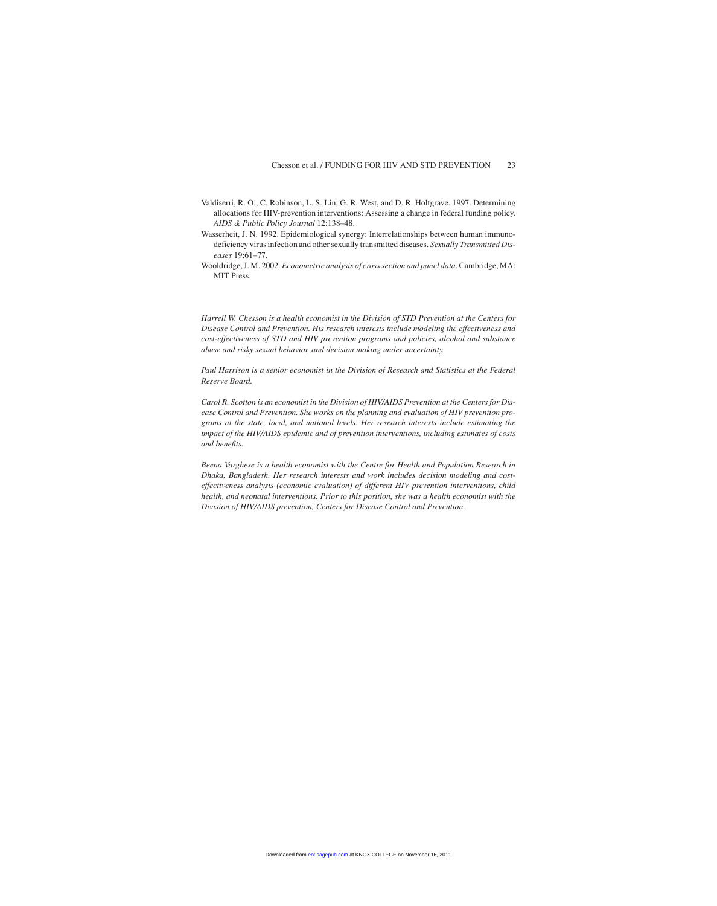Valdiserri, R. O., C. Robinson, L. S. Lin, G. R. West, and D. R. Holtgrave. 1997. Determining allocations for HIV-prevention interventions: Assessing a change in federal funding policy. *AIDS & Public Policy Journal* 12:138–48.

Wasserheit, J. N. 1992. Epidemiological synergy: Interrelationships between human immunodeficiency virus infection and other sexually transmitted diseases. *Sexually Transmitted Diseases* 19:61–77.

Wooldridge, J. M. 2002. *Econometric analysis of cross section and panel data*. Cambridge, MA: MIT Press.

*Harrell W. Chesson is a health economist in the Division of STD Prevention at the Centers for Disease Control and Prevention. His research interests include modeling the effectiveness and cost-effectiveness of STD and HIV prevention programs and policies, alcohol and substance abuse and risky sexual behavior, and decision making under uncertainty.*

*Paul Harrison is a senior economist in the Division of Research and Statistics at the Federal Reserve Board.*

*Carol R. Scotton is an economist in the Division of HIV/AIDS Prevention at the Centers for Disease Control and Prevention. She works on the planning and evaluation of HIV prevention programs at the state, local, and national levels. Her research interests include estimating the impact of the HIV/AIDS epidemic and of prevention interventions, including estimates of costs and benefits.*

*Beena Varghese is a health economist with the Centre for Health and Population Research in Dhaka, Bangladesh. Her research interests and work includes decision modeling and cost-effectiveness analysis (economic evaluation) of different HIV prevention interventions, child health, and neonatal interventions. Prior to this position, she was a health economist with the Division of HIV/AIDS prevention, Centers for Disease Control and Prevention.*